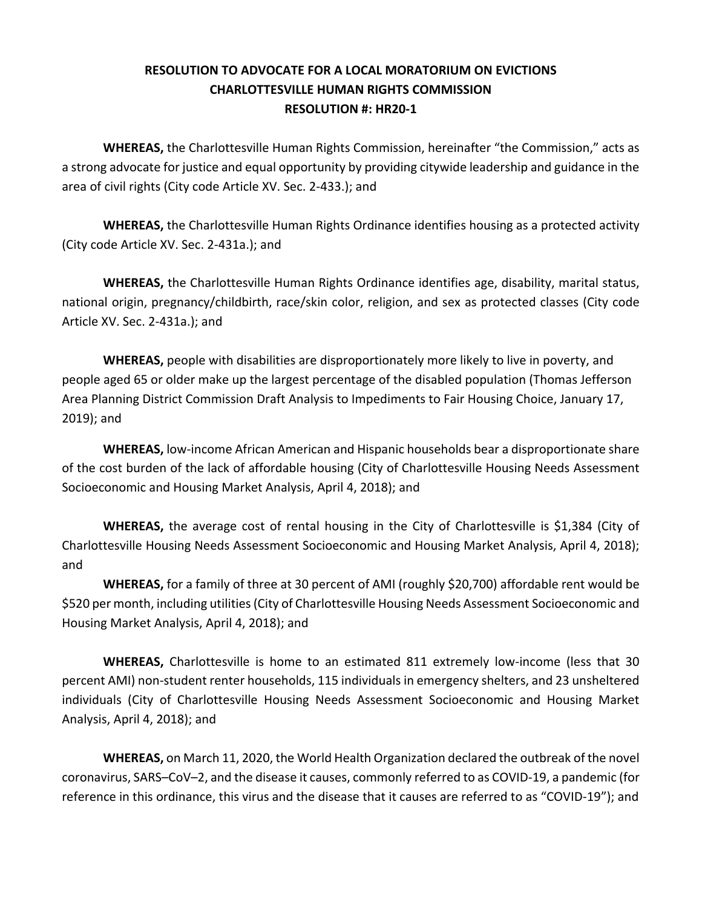**RESOLUTION TO ADVOCATE FOR A LOCAL MORATORIUM ON EVICTIONS**
**CHARLOTTESVILLE HUMAN RIGHTS COMMISSION**
**RESOLUTION #: HR20-1**

**WHEREAS,** the Charlottesville Human Rights Commission, hereinafter "the Commission," acts as a strong advocate for justice and equal opportunity by providing citywide leadership and guidance in the area of civil rights (City code Article XV. Sec. 2-433.); and

**WHEREAS,** the Charlottesville Human Rights Ordinance identifies housing as a protected activity (City code Article XV. Sec. 2-431a.); and

**WHEREAS,** the Charlottesville Human Rights Ordinance identifies age, disability, marital status, national origin, pregnancy/childbirth, race/skin color, religion, and sex as protected classes (City code Article XV. Sec. 2-431a.); and

**WHEREAS,** people with disabilities are disproportionately more likely to live in poverty, and people aged 65 or older make up the largest percentage of the disabled population (Thomas Jefferson Area Planning District Commission Draft Analysis to Impediments to Fair Housing Choice, January 17, 2019); and

**WHEREAS,** low-income African American and Hispanic households bear a disproportionate share of the cost burden of the lack of affordable housing (City of Charlottesville Housing Needs Assessment Socioeconomic and Housing Market Analysis, April 4, 2018); and

**WHEREAS,** the average cost of rental housing in the City of Charlottesville is $1,384 (City of Charlottesville Housing Needs Assessment Socioeconomic and Housing Market Analysis, April 4, 2018); and

**WHEREAS,** for a family of three at 30 percent of AMI (roughly $20,700) affordable rent would be $520 per month, including utilities (City of Charlottesville Housing Needs Assessment Socioeconomic and Housing Market Analysis, April 4, 2018); and

**WHEREAS,** Charlottesville is home to an estimated 811 extremely low-income (less that 30 percent AMI) non-student renter households, 115 individuals in emergency shelters, and 23 unsheltered individuals (City of Charlottesville Housing Needs Assessment Socioeconomic and Housing Market Analysis, April 4, 2018); and

**WHEREAS,** on March 11, 2020, the World Health Organization declared the outbreak of the novel coronavirus, SARS–CoV–2, and the disease it causes, commonly referred to as COVID-19, a pandemic (for reference in this ordinance, this virus and the disease that it causes are referred to as "COVID-19"); and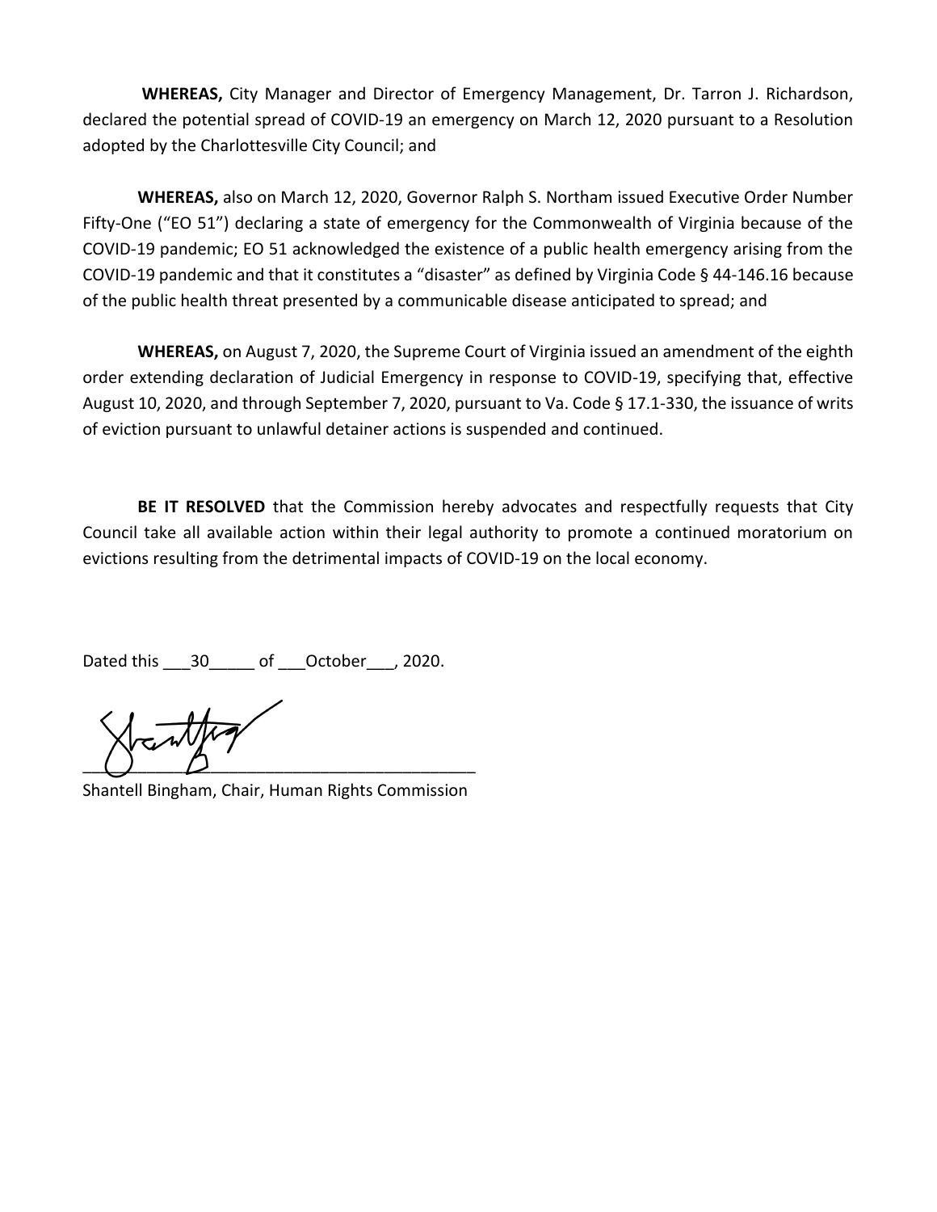**WHEREAS,** City Manager and Director of Emergency Management, Dr. Tarron J. Richardson, declared the potential spread of COVID-19 an emergency on March 12, 2020 pursuant to a Resolution adopted by the Charlottesville City Council; and

**WHEREAS,** also on March 12, 2020, Governor Ralph S. Northam issued Executive Order Number Fifty-One ("EO 51") declaring a state of emergency for the Commonwealth of Virginia because of the COVID-19 pandemic; EO 51 acknowledged the existence of a public health emergency arising from the COVID-19 pandemic and that it constitutes a "disaster" as defined by Virginia Code § 44-146.16 because of the public health threat presented by a communicable disease anticipated to spread; and

**WHEREAS,** on August 7, 2020, the Supreme Court of Virginia issued an amendment of the eighth order extending declaration of Judicial Emergency in response to COVID-19, specifying that, effective August 10, 2020, and through September 7, 2020, pursuant to Va. Code § 17.1-330, the issuance of writs of eviction pursuant to unlawful detainer actions is suspended and continued.

**BE IT RESOLVED** that the Commission hereby advocates and respectfully requests that City Council take all available action within their legal authority to promote a continued moratorium on evictions resulting from the detrimental impacts of COVID-19 on the local economy.

Dated this ___30_____ of ___October___, 2020.

_____________________________________________

Shantell Bingham, Chair, Human Rights Commission